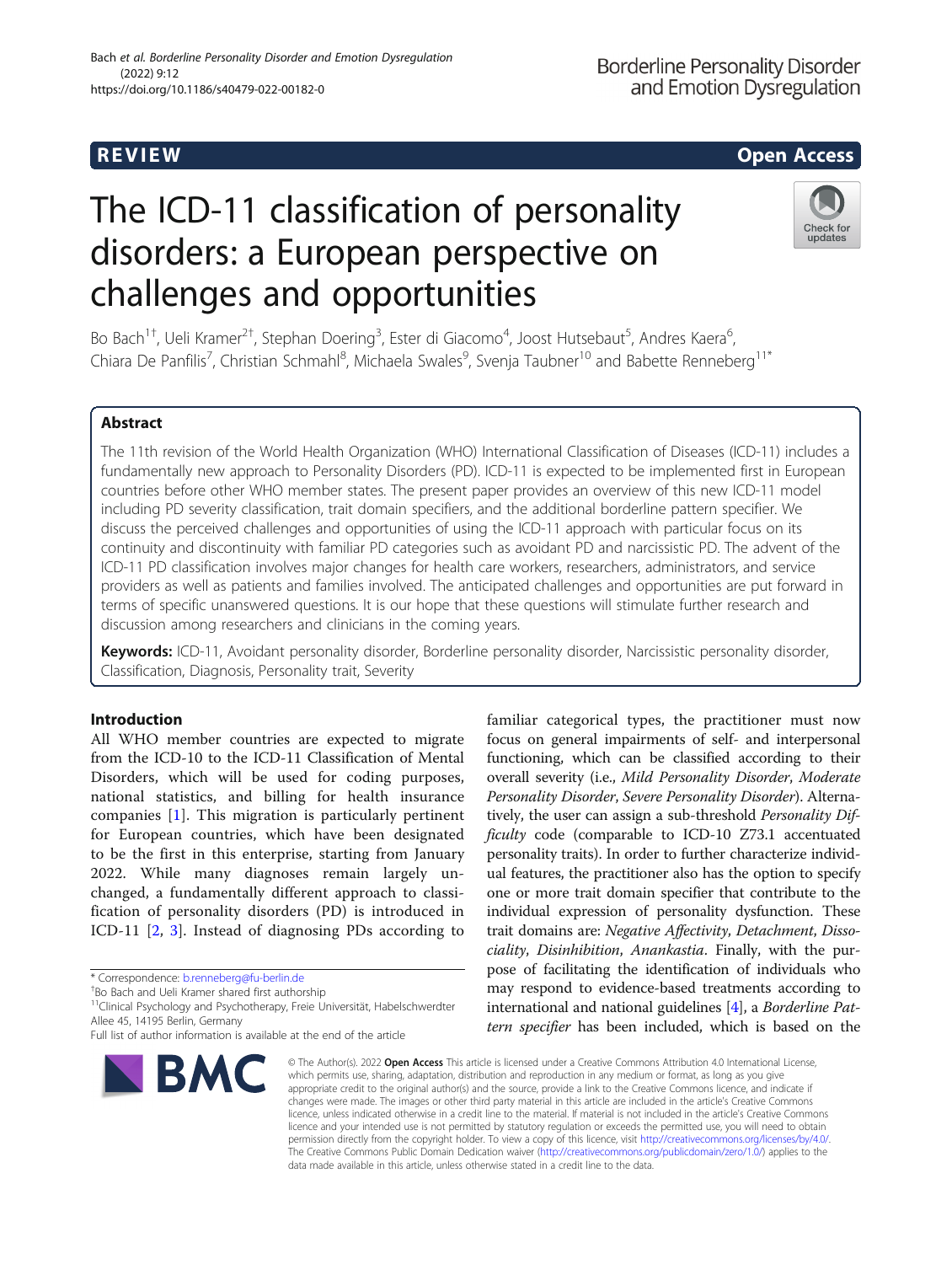REVIEW

Open Access

# The ICD-11 classification of personality disorders: a European perspective on challenges and opportunities

Bo Bach[1†], Ueli Kramer[2†], Stephan Doering[3], Ester di Giacomo[4], Joost Hutsebaut[5], Andres Kaera[6], Chiara De Panfilis[7], Christian Schmahl[8], Michaela Swales[9], Svenja Taubner[10] and Babette Renneberg[11*]

## Abstract

The 11th revision of the World Health Organization (WHO) International Classification of Diseases (ICD-11) includes a fundamentally new approach to Personality Disorders (PD). ICD-11 is expected to be implemented first in European countries before other WHO member states. The present paper provides an overview of this new ICD-11 model including PD severity classification, trait domain specifiers, and the additional borderline pattern specifier. We discuss the perceived challenges and opportunities of using the ICD-11 approach with particular focus on its continuity and discontinuity with familiar PD categories such as avoidant PD and narcissistic PD. The advent of the ICD-11 PD classification involves major changes for health care workers, researchers, administrators, and service providers as well as patients and families involved. The anticipated challenges and opportunities are put forward in terms of specific unanswered questions. It is our hope that these questions will stimulate further research and discussion among researchers and clinicians in the coming years.

**Keywords:** ICD-11, Avoidant personality disorder, Borderline personality disorder, Narcissistic personality disorder, Classification, Diagnosis, Personality trait, Severity

## Introduction

All WHO member countries are expected to migrate from the ICD-10 to the ICD-11 Classification of Mental Disorders, which will be used for coding purposes, national statistics, and billing for health insurance companies [1]. This migration is particularly pertinent for European countries, which have been designated to be the first in this enterprise, starting from January 2022. While many diagnoses remain largely unchanged, a fundamentally different approach to classification of personality disorders (PD) is introduced in ICD-11 [2, 3]. Instead of diagnosing PDs according to familiar categorical types, the practitioner must now focus on general impairments of self- and interpersonal functioning, which can be classified according to their overall severity (i.e., *Mild Personality Disorder*, *Moderate Personality Disorder*, *Severe Personality Disorder*). Alternatively, the user can assign a sub-threshold *Personality Difficulty* code (comparable to ICD-10 Z73.1 accentuated personality traits). In order to further characterize individual features, the practitioner also has the option to specify one or more trait domain specifier that contribute to the individual expression of personality dysfunction. These trait domains are: *Negative Affectivity*, *Detachment*, *Dissociality*, *Disinhibition*, *Anankastia*. Finally, with the purpose of facilitating the identification of individuals who may respond to evidence-based treatments according to international and national guidelines [4], a *Borderline Pattern specifier* has been included, which is based on the

\* Correspondence: b.renneberg@fu-berlin.de
†Bo Bach and Ueli Kramer shared first authorship
[11]Clinical Psychology and Psychotherapy, Freie Universität, Habelschwerdter Allee 45, 14195 Berlin, Germany
Full list of author information is available at the end of the article

© The Author(s). 2022 **Open Access** This article is licensed under a Creative Commons Attribution 4.0 International License, which permits use, sharing, adaptation, distribution and reproduction in any medium or format, as long as you give appropriate credit to the original author(s) and the source, provide a link to the Creative Commons licence, and indicate if changes were made. The images or other third party material in this article are included in the article's Creative Commons licence, unless indicated otherwise in a credit line to the material. If material is not included in the article's Creative Commons licence and your intended use is not permitted by statutory regulation or exceeds the permitted use, you will need to obtain permission directly from the copyright holder. To view a copy of this licence, visit http://creativecommons.org/licenses/by/4.0/. The Creative Commons Public Domain Dedication waiver (http://creativecommons.org/publicdomain/zero/1.0/) applies to the data made available in this article, unless otherwise stated in a credit line to the data.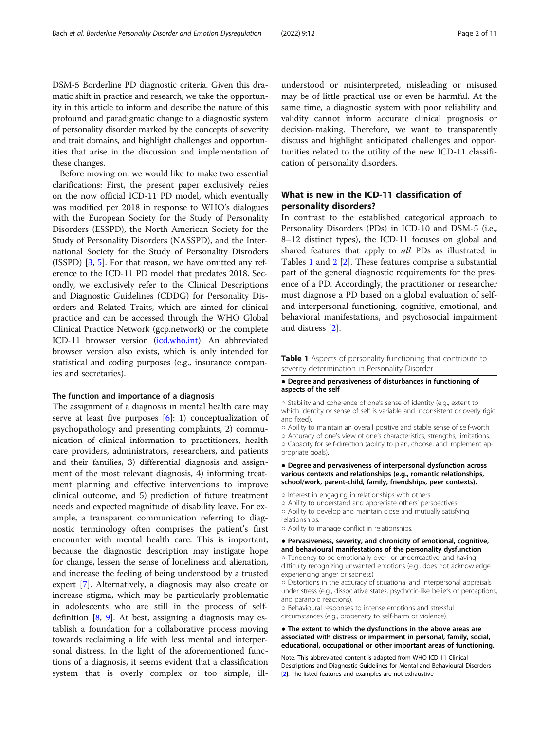DSM-5 Borderline PD diagnostic criteria. Given this dramatic shift in practice and research, we take the opportunity in this article to inform and describe the nature of this profound and paradigmatic change to a diagnostic system of personality disorder marked by the concepts of severity and trait domains, and highlight challenges and opportunities that arise in the discussion and implementation of these changes.

Before moving on, we would like to make two essential clarifications: First, the present paper exclusively relies on the now official ICD-11 PD model, which eventually was modified per 2018 in response to WHO's dialogues with the European Society for the Study of Personality Disorders (ESSPD), the North American Society for the Study of Personality Disorders (NASSPD), and the International Society for the Study of Personality Disroders (ISSPD) [3, 5]. For that reason, we have omitted any reference to the ICD-11 PD model that predates 2018. Secondly, we exclusively refer to the Clinical Descriptions and Diagnostic Guidelines (CDDG) for Personality Disorders and Related Traits, which are aimed for clinical practice and can be accessed through the WHO Global Clinical Practice Network (gcp.network) or the complete ICD-11 browser version (icd.who.int). An abbreviated browser version also exists, which is only intended for statistical and coding purposes (e.g., insurance companies and secretaries).

### The function and importance of a diagnosis

The assignment of a diagnosis in mental health care may serve at least five purposes [6]: 1) conceptualization of psychopathology and presenting complaints, 2) communication of clinical information to practitioners, health care providers, administrators, researchers, and patients and their families, 3) differential diagnosis and assignment of the most relevant diagnosis, 4) informing treatment planning and effective interventions to improve clinical outcome, and 5) prediction of future treatment needs and expected magnitude of disability leave. For example, a transparent communication referring to diagnostic terminology often comprises the patient's first encounter with mental health care. This is important, because the diagnostic description may instigate hope for change, lessen the sense of loneliness and alienation, and increase the feeling of being understood by a trusted expert [7]. Alternatively, a diagnosis may also create or increase stigma, which may be particularly problematic in adolescents who are still in the process of self-definition [8, 9]. At best, assigning a diagnosis may establish a foundation for a collaborative process moving towards reclaiming a life with less mental and interpersonal distress. In the light of the aforementioned functions of a diagnosis, it seems evident that a classification system that is overly complex or too simple, ill-understood or misinterpreted, misleading or misused may be of little practical use or even be harmful. At the same time, a diagnostic system with poor reliability and validity cannot inform accurate clinical prognosis or decision-making. Therefore, we want to transparently discuss and highlight anticipated challenges and opportunities related to the utility of the new ICD-11 classification of personality disorders.

## What is new in the ICD-11 classification of personality disorders?

In contrast to the established categorical approach to Personality Disorders (PDs) in ICD-10 and DSM-5 (i.e., 8–12 distinct types), the ICD-11 focuses on global and shared features that apply to *all* PDs as illustrated in Tables 1 and 2 [2]. These features comprise a substantial part of the general diagnostic requirements for the presence of a PD. Accordingly, the practitioner or researcher must diagnose a PD based on a global evaluation of self- and interpersonal functioning, cognitive, emotional, and behavioral manifestations, and psychosocial impairment and distress [2].

**Table 1** Aspects of personality functioning that contribute to severity determination in Personality Disorder

- **Degree and pervasiveness of disturbances in functioning of aspects of the self**
  - Stability and coherence of one's sense of identity (e.g., extent to which identity or sense of self is variable and inconsistent or overly rigid and fixed).
  - Ability to maintain an overall positive and stable sense of self-worth.
  - Accuracy of one's view of one's characteristics, strengths, limitations.
  - Capacity for self-direction (ability to plan, choose, and implement appropriate goals).
- **Degree and pervasiveness of interpersonal dysfunction across various contexts and relationships (e.g., romantic relationships, school/work, parent-child, family, friendships, peer contexts).**
  - Interest in engaging in relationships with others.
  - Ability to understand and appreciate others' perspectives.
  - Ability to develop and maintain close and mutually satisfying relationships.
  - Ability to manage conflict in relationships.
- **Pervasiveness, severity, and chronicity of emotional, cognitive, and behavioural manifestations of the personality dysfunction**
  - Tendency to be emotionally over- or underreactive, and having difficulty recognizing unwanted emotions (e.g., does not acknowledge experiencing anger or sadness)
  - Distortions in the accuracy of situational and interpersonal appraisals under stress (e.g., dissociative states, psychotic-like beliefs or perceptions, and paranoid reactions).
  - Behavioural responses to intense emotions and stressful circumstances (e.g., propensity to self-harm or violence).
- **The extent to which the dysfunctions in the above areas are associated with distress or impairment in personal, family, social, educational, occupational or other important areas of functioning.**

Note. This abbreviated content is adapted from WHO ICD-11 Clinical Descriptions and Diagnostic Guidelines for Mental and Behavioural Disorders [2]. The listed features and examples are not exhaustive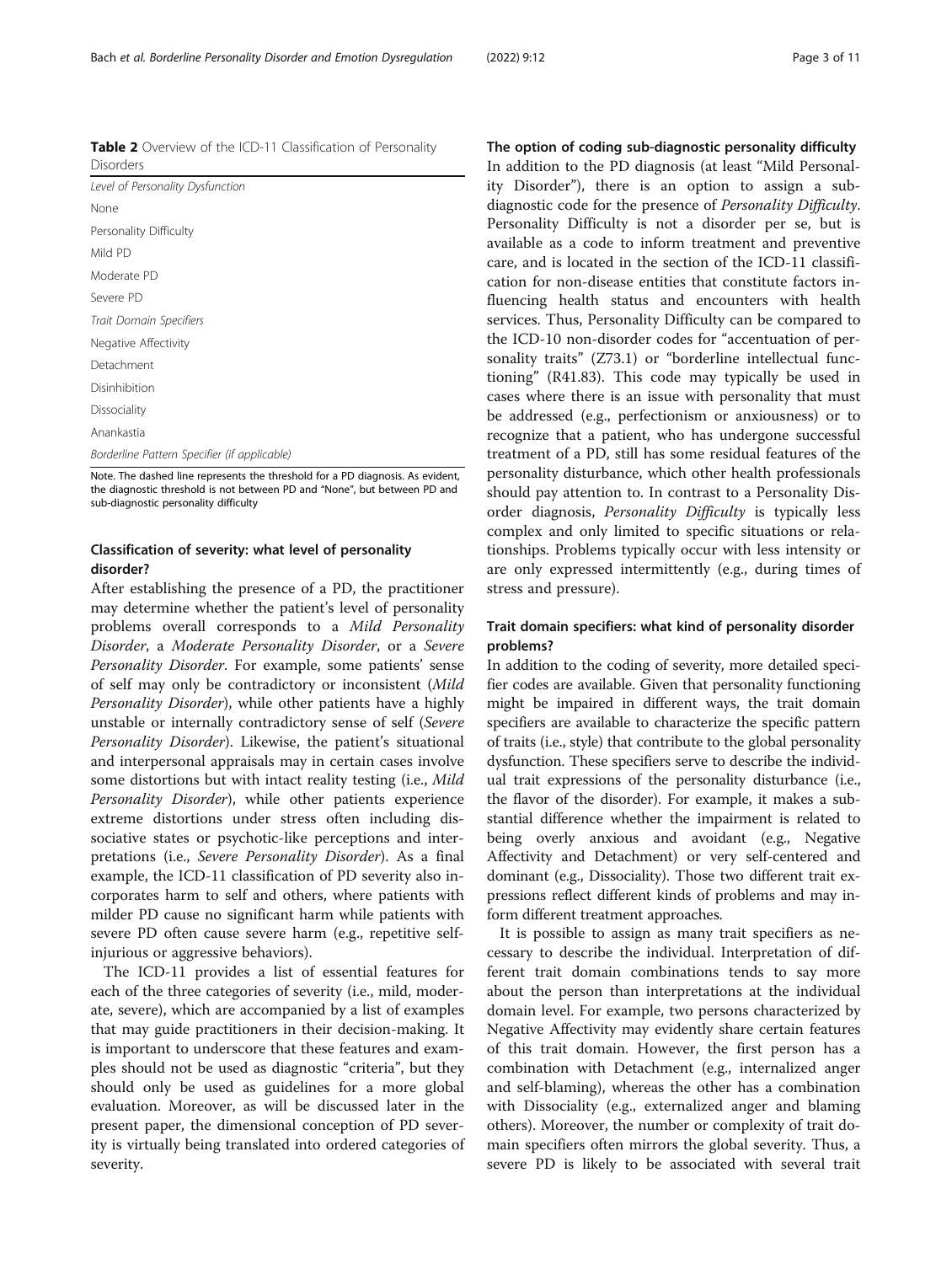**Table 2** Overview of the ICD-11 Classification of Personality Disorders

| *Level of Personality Dysfunction* |
|---|
| None |
| Personality Difficulty |
| Mild PD |
| Moderate PD |
| Severe PD |
| *Trait Domain Specifiers* |
| Negative Affectivity |
| Detachment |
| Disinhibition |
| Dissociality |
| Anankastia |
| *Borderline Pattern Specifier (if applicable)* |

Note. The dashed line represents the threshold for a PD diagnosis. As evident, the diagnostic threshold is not between PD and "None", but between PD and sub-diagnostic personality difficulty

## Classification of severity: what level of personality disorder?

After establishing the presence of a PD, the practitioner may determine whether the patient's level of personality problems overall corresponds to a *Mild Personality Disorder*, a *Moderate Personality Disorder*, or a *Severe Personality Disorder*. For example, some patients' sense of self may only be contradictory or inconsistent (*Mild Personality Disorder*), while other patients have a highly unstable or internally contradictory sense of self (*Severe Personality Disorder*). Likewise, the patient's situational and interpersonal appraisals may in certain cases involve some distortions but with intact reality testing (i.e., *Mild Personality Disorder*), while other patients experience extreme distortions under stress often including dissociative states or psychotic-like perceptions and interpretations (i.e., *Severe Personality Disorder*). As a final example, the ICD-11 classification of PD severity also incorporates harm to self and others, where patients with milder PD cause no significant harm while patients with severe PD often cause severe harm (e.g., repetitive self-injurious or aggressive behaviors).

The ICD-11 provides a list of essential features for each of the three categories of severity (i.e., mild, moderate, severe), which are accompanied by a list of examples that may guide practitioners in their decision-making. It is important to underscore that these features and examples should not be used as diagnostic "criteria", but they should only be used as guidelines for a more global evaluation. Moreover, as will be discussed later in the present paper, the dimensional conception of PD severity is virtually being translated into ordered categories of severity.

## The option of coding sub-diagnostic personality difficulty

In addition to the PD diagnosis (at least "Mild Personality Disorder"), there is an option to assign a sub-diagnostic code for the presence of *Personality Difficulty*. Personality Difficulty is not a disorder per se, but is available as a code to inform treatment and preventive care, and is located in the section of the ICD-11 classification for non-disease entities that constitute factors influencing health status and encounters with health services. Thus, Personality Difficulty can be compared to the ICD-10 non-disorder codes for "accentuation of personality traits" (Z73.1) or "borderline intellectual functioning" (R41.83). This code may typically be used in cases where there is an issue with personality that must be addressed (e.g., perfectionism or anxiousness) or to recognize that a patient, who has undergone successful treatment of a PD, still has some residual features of the personality disturbance, which other health professionals should pay attention to. In contrast to a Personality Disorder diagnosis, *Personality Difficulty* is typically less complex and only limited to specific situations or relationships. Problems typically occur with less intensity or are only expressed intermittently (e.g., during times of stress and pressure).

## Trait domain specifiers: what kind of personality disorder problems?

In addition to the coding of severity, more detailed specifier codes are available. Given that personality functioning might be impaired in different ways, the trait domain specifiers are available to characterize the specific pattern of traits (i.e., style) that contribute to the global personality dysfunction. These specifiers serve to describe the individual trait expressions of the personality disturbance (i.e., the flavor of the disorder). For example, it makes a substantial difference whether the impairment is related to being overly anxious and avoidant (e.g., Negative Affectivity and Detachment) or very self-centered and dominant (e.g., Dissociality). Those two different trait expressions reflect different kinds of problems and may inform different treatment approaches.

It is possible to assign as many trait specifiers as necessary to describe the individual. Interpretation of different trait domain combinations tends to say more about the person than interpretations at the individual domain level. For example, two persons characterized by Negative Affectivity may evidently share certain features of this trait domain. However, the first person has a combination with Detachment (e.g., internalized anger and self-blaming), whereas the other has a combination with Dissociality (e.g., externalized anger and blaming others). Moreover, the number or complexity of trait domain specifiers often mirrors the global severity. Thus, a severe PD is likely to be associated with several trait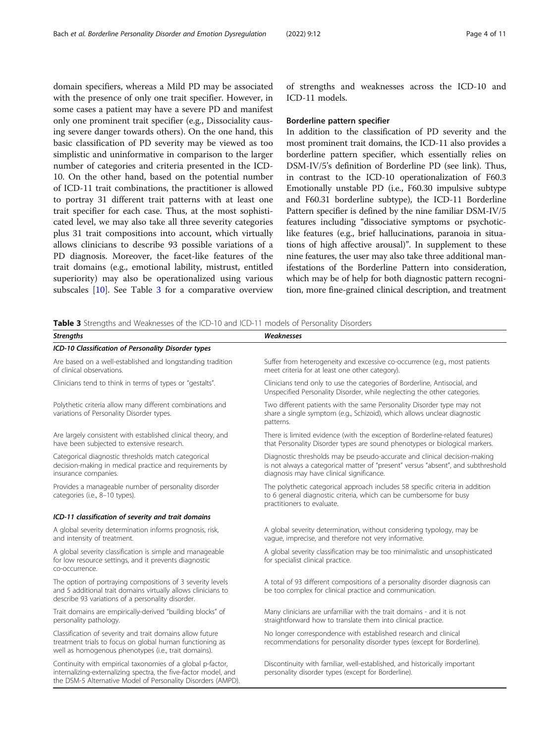domain specifiers, whereas a Mild PD may be associated with the presence of only one trait specifier. However, in some cases a patient may have a severe PD and manifest only one prominent trait specifier (e.g., Dissociality causing severe danger towards others). On the one hand, this basic classification of PD severity may be viewed as too simplistic and uninformative in comparison to the larger number of categories and criteria presented in the ICD-10. On the other hand, based on the potential number of ICD-11 trait combinations, the practitioner is allowed to portray 31 different trait patterns with at least one trait specifier for each case. Thus, at the most sophisticated level, we may also take all three severity categories plus 31 trait compositions into account, which virtually allows clinicians to describe 93 possible variations of a PD diagnosis. Moreover, the facet-like features of the trait domains (e.g., emotional lability, mistrust, entitled superiority) may also be operationalized using various subscales [10]. See Table 3 for a comparative overview of strengths and weaknesses across the ICD-10 and ICD-11 models.

### Borderline pattern specifier

In addition to the classification of PD severity and the most prominent trait domains, the ICD-11 also provides a borderline pattern specifier, which essentially relies on DSM-IV/5's definition of Borderline PD (see link). Thus, in contrast to the ICD-10 operationalization of F60.3 Emotionally unstable PD (i.e., F60.30 impulsive subtype and F60.31 borderline subtype), the ICD-11 Borderline Pattern specifier is defined by the nine familiar DSM-IV/5 features including "dissociative symptoms or psychotic-like features (e.g., brief hallucinations, paranoia in situations of high affective arousal)". In supplement to these nine features, the user may also take three additional manifestations of the Borderline Pattern into consideration, which may be of help for both diagnostic pattern recognition, more fine-grained clinical description, and treatment

**Table 3** Strengths and Weaknesses of the ICD-10 and ICD-11 models of Personality Disorders

| ***Strengths*** | ***Weaknesses*** |
|---|---|
| ***ICD-10 Classification of Personality Disorder types*** | |
| Are based on a well-established and longstanding tradition of clinical observations. | Suffer from heterogeneity and excessive co-occurrence (e.g., most patients meet criteria for at least one other category). |
| Clinicians tend to think in terms of types or "gestalts". | Clinicians tend only to use the categories of Borderline, Antisocial, and Unspecified Personality Disorder, while neglecting the other categories. |
| Polythetic criteria allow many different combinations and variations of Personality Disorder types. | Two different patients with the same Personality Disorder type may not share a single symptom (e.g., Schizoid), which allows unclear diagnostic patterns. |
| Are largely consistent with established clinical theory, and have been subjected to extensive research. | There is limited evidence (with the exception of Borderline-related features) that Personality Disorder types are sound phenotypes or biological markers. |
| Categorical diagnostic thresholds match categorical decision-making in medical practice and requirements by insurance companies. | Diagnostic thresholds may be pseudo-accurate and clinical decision-making is not always a categorical matter of "present" versus "absent", and subthreshold diagnosis may have clinical significance. |
| Provides a manageable number of personality disorder categories (i.e., 8–10 types). | The polythetic categorical approach includes 58 specific criteria in addition to 6 general diagnostic criteria, which can be cumbersome for busy practitioners to evaluate. |
| ***ICD-11 classification of severity and trait domains*** | |
| A global severity determination informs prognosis, risk, and intensity of treatment. | A global severity determination, without considering typology, may be vague, imprecise, and therefore not very informative. |
| A global severity classification is simple and manageable for low resource settings, and it prevents diagnostic co-occurrence. | A global severity classification may be too minimalistic and unsophisticated for specialist clinical practice. |
| The option of portraying compositions of 3 severity levels and 5 additional trait domains virtually allows clinicians to describe 93 variations of a personality disorder. | A total of 93 different compositions of a personality disorder diagnosis can be too complex for clinical practice and communication. |
| Trait domains are empirically-derived "building blocks" of personality pathology. | Many clinicians are unfamiliar with the trait domains - and it is not straightforward how to translate them into clinical practice. |
| Classification of severity and trait domains allow future treatment trials to focus on global human functioning as well as homogenous phenotypes (i.e., trait domains). | No longer correspondence with established research and clinical recommendations for personality disorder types (except for Borderline). |
| Continuity with empirical taxonomies of a global p-factor, internalizing-externalizing spectra, the five-factor model, and the DSM-5 Alternative Model of Personality Disorders (AMPD). | Discontinuity with familiar, well-established, and historically important personality disorder types (except for Borderline). |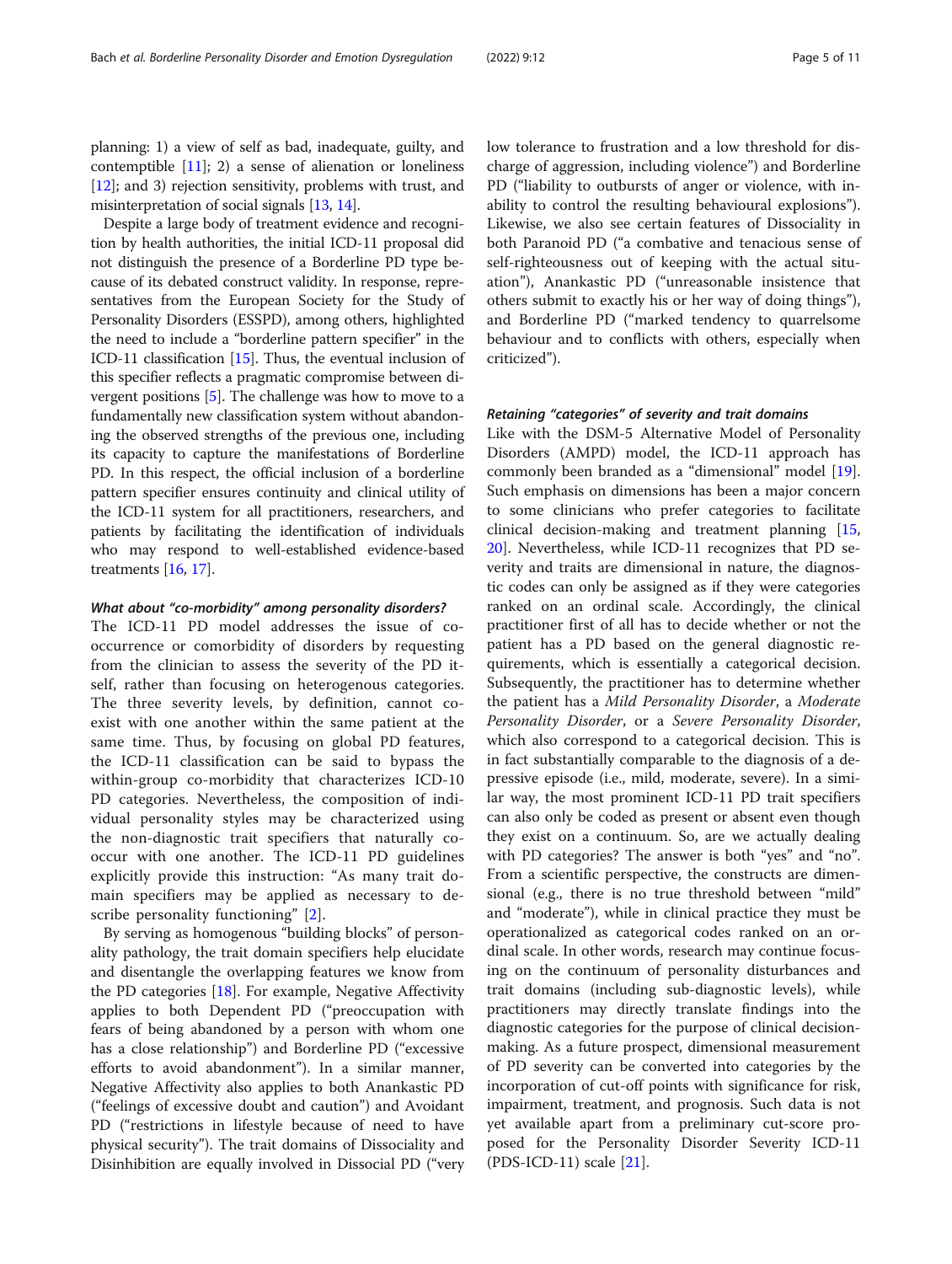planning: 1) a view of self as bad, inadequate, guilty, and contemptible [11]; 2) a sense of alienation or loneliness [12]; and 3) rejection sensitivity, problems with trust, and misinterpretation of social signals [13, 14].

Despite a large body of treatment evidence and recognition by health authorities, the initial ICD-11 proposal did not distinguish the presence of a Borderline PD type because of its debated construct validity. In response, representatives from the European Society for the Study of Personality Disorders (ESSPD), among others, highlighted the need to include a "borderline pattern specifier" in the ICD-11 classification [15]. Thus, the eventual inclusion of this specifier reflects a pragmatic compromise between divergent positions [5]. The challenge was how to move to a fundamentally new classification system without abandoning the observed strengths of the previous one, including its capacity to capture the manifestations of Borderline PD. In this respect, the official inclusion of a borderline pattern specifier ensures continuity and clinical utility of the ICD-11 system for all practitioners, researchers, and patients by facilitating the identification of individuals who may respond to well-established evidence-based treatments [16, 17].

### What about "co-morbidity" among personality disorders?

The ICD-11 PD model addresses the issue of co-occurrence or comorbidity of disorders by requesting from the clinician to assess the severity of the PD itself, rather than focusing on heterogenous categories. The three severity levels, by definition, cannot co-exist with one another within the same patient at the same time. Thus, by focusing on global PD features, the ICD-11 classification can be said to bypass the within-group co-morbidity that characterizes ICD-10 PD categories. Nevertheless, the composition of individual personality styles may be characterized using the non-diagnostic trait specifiers that naturally co-occur with one another. The ICD-11 PD guidelines explicitly provide this instruction: "As many trait domain specifiers may be applied as necessary to describe personality functioning" [2].

By serving as homogenous "building blocks" of personality pathology, the trait domain specifiers help elucidate and disentangle the overlapping features we know from the PD categories [18]. For example, Negative Affectivity applies to both Dependent PD ("preoccupation with fears of being abandoned by a person with whom one has a close relationship") and Borderline PD ("excessive efforts to avoid abandonment"). In a similar manner, Negative Affectivity also applies to both Anankastic PD ("feelings of excessive doubt and caution") and Avoidant PD ("restrictions in lifestyle because of need to have physical security"). The trait domains of Dissociality and Disinhibition are equally involved in Dissocial PD ("very low tolerance to frustration and a low threshold for discharge of aggression, including violence") and Borderline PD ("liability to outbursts of anger or violence, with inability to control the resulting behavioural explosions"). Likewise, we also see certain features of Dissociality in both Paranoid PD ("a combative and tenacious sense of self-righteousness out of keeping with the actual situation"), Anankastic PD ("unreasonable insistence that others submit to exactly his or her way of doing things"), and Borderline PD ("marked tendency to quarrelsome behaviour and to conflicts with others, especially when criticized").

### Retaining "categories" of severity and trait domains

Like with the DSM-5 Alternative Model of Personality Disorders (AMPD) model, the ICD-11 approach has commonly been branded as a "dimensional" model [19]. Such emphasis on dimensions has been a major concern to some clinicians who prefer categories to facilitate clinical decision-making and treatment planning [15, 20]. Nevertheless, while ICD-11 recognizes that PD severity and traits are dimensional in nature, the diagnostic codes can only be assigned as if they were categories ranked on an ordinal scale. Accordingly, the clinical practitioner first of all has to decide whether or not the patient has a PD based on the general diagnostic requirements, which is essentially a categorical decision. Subsequently, the practitioner has to determine whether the patient has a *Mild Personality Disorder*, a *Moderate Personality Disorder*, or a *Severe Personality Disorder*, which also correspond to a categorical decision. This is in fact substantially comparable to the diagnosis of a depressive episode (i.e., mild, moderate, severe). In a similar way, the most prominent ICD-11 PD trait specifiers can also only be coded as present or absent even though they exist on a continuum. So, are we actually dealing with PD categories? The answer is both "yes" and "no". From a scientific perspective, the constructs are dimensional (e.g., there is no true threshold between "mild" and "moderate"), while in clinical practice they must be operationalized as categorical codes ranked on an ordinal scale. In other words, research may continue focusing on the continuum of personality disturbances and trait domains (including sub-diagnostic levels), while practitioners may directly translate findings into the diagnostic categories for the purpose of clinical decision-making. As a future prospect, dimensional measurement of PD severity can be converted into categories by the incorporation of cut-off points with significance for risk, impairment, treatment, and prognosis. Such data is not yet available apart from a preliminary cut-score proposed for the Personality Disorder Severity ICD-11 (PDS-ICD-11) scale [21].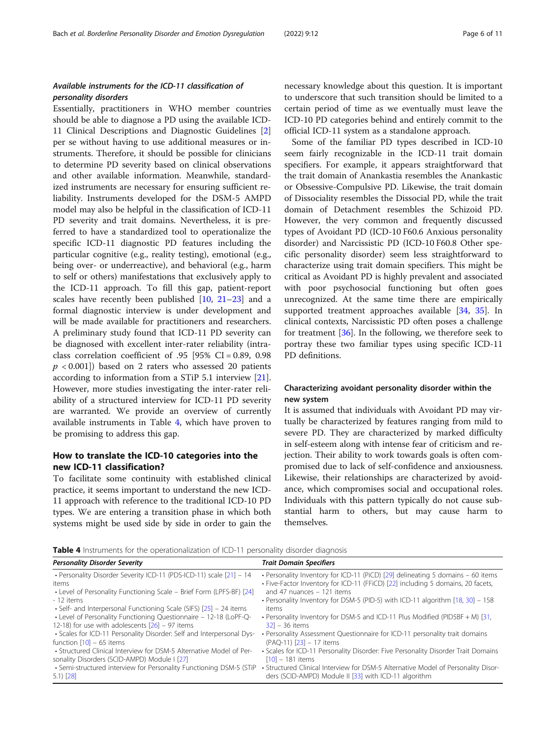### *Available instruments for the ICD-11 classification of personality disorders*

Essentially, practitioners in WHO member countries should be able to diagnose a PD using the available ICD-11 Clinical Descriptions and Diagnostic Guidelines [2] per se without having to use additional measures or instruments. Therefore, it should be possible for clinicians to determine PD severity based on clinical observations and other available information. Meanwhile, standardized instruments are necessary for ensuring sufficient reliability. Instruments developed for the DSM-5 AMPD model may also be helpful in the classification of ICD-11 PD severity and trait domains. Nevertheless, it is preferred to have a standardized tool to operationalize the specific ICD-11 diagnostic PD features including the particular cognitive (e.g., reality testing), emotional (e.g., being over- or underreactive), and behavioral (e.g., harm to self or others) manifestations that exclusively apply to the ICD-11 approach. To fill this gap, patient-report scales have recently been published [10, 21–23] and a formal diagnostic interview is under development and will be made available for practitioners and researchers. A preliminary study found that ICD-11 PD severity can be diagnosed with excellent inter-rater reliability (intraclass correlation coefficient of .95 [95% CI = 0.89, 0.98 $p < 0.001$]) based on 2 raters who assessed 20 patients according to information from a STiP 5.1 interview [21]. However, more studies investigating the inter-rater reliability of a structured interview for ICD-11 PD severity are warranted. We provide an overview of currently available instruments in Table 4, which have proven to be promising to address this gap.

## How to translate the ICD-10 categories into the new ICD-11 classification?

To facilitate some continuity with established clinical practice, it seems important to understand the new ICD-11 approach with reference to the traditional ICD-10 PD types. We are entering a transition phase in which both systems might be used side by side in order to gain the necessary knowledge about this question. It is important to underscore that such transition should be limited to a certain period of time as we eventually must leave the ICD-10 PD categories behind and entirely commit to the official ICD-11 system as a standalone approach.

Some of the familiar PD types described in ICD-10 seem fairly recognizable in the ICD-11 trait domain specifiers. For example, it appears straightforward that the trait domain of Anankastia resembles the Anankastic or Obsessive-Compulsive PD. Likewise, the trait domain of Dissociality resembles the Dissocial PD, while the trait domain of Detachment resembles the Schizoid PD. However, the very common and frequently discussed types of Avoidant PD (ICD-10 F60.6 Anxious personality disorder) and Narcissistic PD (ICD-10 F60.8 Other specific personality disorder) seem less straightforward to characterize using trait domain specifiers. This might be critical as Avoidant PD is highly prevalent and associated with poor psychosocial functioning but often goes unrecognized. At the same time there are empirically supported treatment approaches available [34, 35]. In clinical contexts, Narcissistic PD often poses a challenge for treatment [36]. In the following, we therefore seek to portray these two familiar types using specific ICD-11 PD definitions.

### Characterizing avoidant personality disorder within the new system

It is assumed that individuals with Avoidant PD may virtually be characterized by features ranging from mild to severe PD. They are characterized by marked difficulty in self-esteem along with intense fear of criticism and rejection. Their ability to work towards goals is often compromised due to lack of self-confidence and anxiousness. Likewise, their relationships are characterized by avoidance, which compromises social and occupational roles. Individuals with this pattern typically do not cause substantial harm to others, but may cause harm to themselves.

**Table 4** Instruments for the operationalization of ICD-11 personality disorder diagnosis

| *Personality Disorder Severity* | *Trait Domain Specifiers* |
|---|---|
| • Personality Disorder Severity ICD-11 (PDS-ICD-11) scale [21] – 14 items<br>• Level of Personality Functioning Scale – Brief Form (LPFS-BF) [24] - 12 items<br>• Self- and Interpersonal Functioning Scale (SIFS) [25] – 24 items<br>• Level of Personality Functioning Questionnaire – 12-18 (LoPF-Q-12-18) for use with adolescents [26] – 97 items<br>• Scales for ICD-11 Personality Disorder: Self and Interpersonal Dysfunction [10] – 65 items<br>• Structured Clinical Interview for DSM-5 Alternative Model of Personality Disorders (SCID-AMPD) Module I [27]<br>• Semi-structured interview for Personality Functioning DSM-5 (STiP 5.1) [28] | • Personality Inventory for ICD-11 (PiCD) [29] delineating 5 domains – 60 items<br>• Five-Factor Inventory for ICD-11 (FFiCD) [22] including 5 domains, 20 facets, and 47 nuances – 121 items<br>• Personality Inventory for DSM-5 (PID-5) with ICD-11 algorithm [18, 30] – 158 items<br>• Personality Inventory for DSM-5 and ICD-11 Plus Modified (PID5BF + M) [31, 32] – 36 items<br>• Personality Assessment Questionnaire for ICD-11 personality trait domains (PAQ-11) [23] – 17 items<br>• Scales for ICD-11 Personality Disorder: Five Personality Disorder Trait Domains [10] – 181 items<br>• Structured Clinical Interview for DSM-5 Alternative Model of Personality Disorders (SCID-AMPD) Module II [33] with ICD-11 algorithm |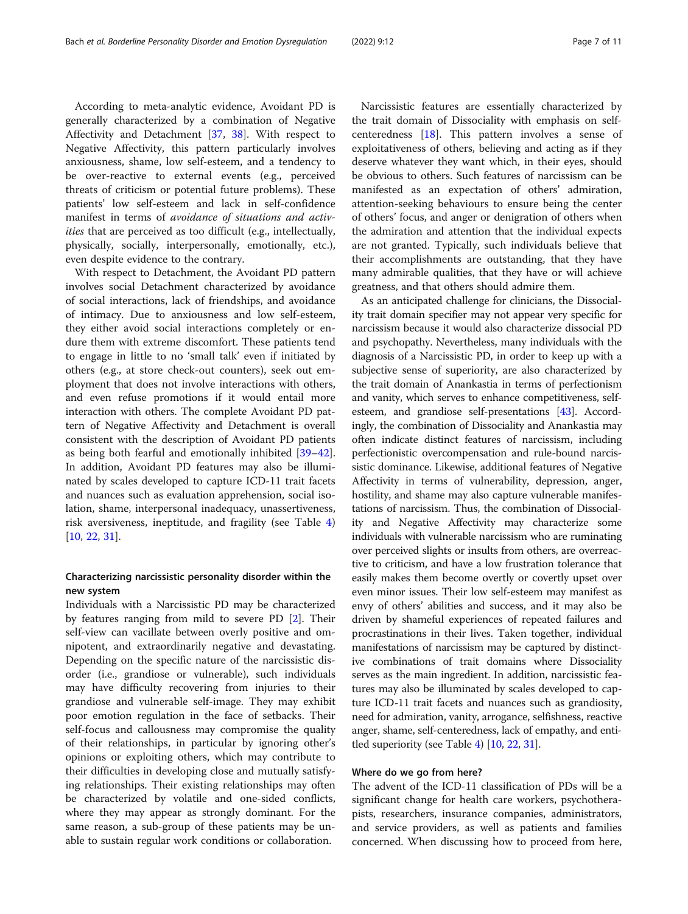According to meta-analytic evidence, Avoidant PD is generally characterized by a combination of Negative Affectivity and Detachment [37, 38]. With respect to Negative Affectivity, this pattern particularly involves anxiousness, shame, low self-esteem, and a tendency to be over-reactive to external events (e.g., perceived threats of criticism or potential future problems). These patients' low self-esteem and lack in self-confidence manifest in terms of *avoidance of situations and activities* that are perceived as too difficult (e.g., intellectually, physically, socially, interpersonally, emotionally, etc.), even despite evidence to the contrary.

With respect to Detachment, the Avoidant PD pattern involves social Detachment characterized by avoidance of social interactions, lack of friendships, and avoidance of intimacy. Due to anxiousness and low self-esteem, they either avoid social interactions completely or endure them with extreme discomfort. These patients tend to engage in little to no 'small talk' even if initiated by others (e.g., at store check-out counters), seek out employment that does not involve interactions with others, and even refuse promotions if it would entail more interaction with others. The complete Avoidant PD pattern of Negative Affectivity and Detachment is overall consistent with the description of Avoidant PD patients as being both fearful and emotionally inhibited [39–42]. In addition, Avoidant PD features may also be illuminated by scales developed to capture ICD-11 trait facets and nuances such as evaluation apprehension, social isolation, shame, interpersonal inadequacy, unassertiveness, risk aversiveness, ineptitude, and fragility (see Table 4) [10, 22, 31].

### Characterizing narcissistic personality disorder within the new system

Individuals with a Narcissistic PD may be characterized by features ranging from mild to severe PD [2]. Their self-view can vacillate between overly positive and omnipotent, and extraordinarily negative and devastating. Depending on the specific nature of the narcissistic disorder (i.e., grandiose or vulnerable), such individuals may have difficulty recovering from injuries to their grandiose and vulnerable self-image. They may exhibit poor emotion regulation in the face of setbacks. Their self-focus and callousness may compromise the quality of their relationships, in particular by ignoring other's opinions or exploiting others, which may contribute to their difficulties in developing close and mutually satisfying relationships. Their existing relationships may often be characterized by volatile and one-sided conflicts, where they may appear as strongly dominant. For the same reason, a sub-group of these patients may be unable to sustain regular work conditions or collaboration.

Narcissistic features are essentially characterized by the trait domain of Dissociality with emphasis on self-centeredness [18]. This pattern involves a sense of exploitativeness of others, believing and acting as if they deserve whatever they want which, in their eyes, should be obvious to others. Such features of narcissism can be manifested as an expectation of others' admiration, attention-seeking behaviours to ensure being the center of others' focus, and anger or denigration of others when the admiration and attention that the individual expects are not granted. Typically, such individuals believe that their accomplishments are outstanding, that they have many admirable qualities, that they have or will achieve greatness, and that others should admire them.

As an anticipated challenge for clinicians, the Dissociality trait domain specifier may not appear very specific for narcissism because it would also characterize dissocial PD and psychopathy. Nevertheless, many individuals with the diagnosis of a Narcissistic PD, in order to keep up with a subjective sense of superiority, are also characterized by the trait domain of Anankastia in terms of perfectionism and vanity, which serves to enhance competitiveness, self-esteem, and grandiose self-presentations [43]. Accordingly, the combination of Dissociality and Anankastia may often indicate distinct features of narcissism, including perfectionistic overcompensation and rule-bound narcissistic dominance. Likewise, additional features of Negative Affectivity in terms of vulnerability, depression, anger, hostility, and shame may also capture vulnerable manifestations of narcissism. Thus, the combination of Dissociality and Negative Affectivity may characterize some individuals with vulnerable narcissism who are ruminating over perceived slights or insults from others, are overreactive to criticism, and have a low frustration tolerance that easily makes them become overtly or covertly upset over even minor issues. Their low self-esteem may manifest as envy of others' abilities and success, and it may also be driven by shameful experiences of repeated failures and procrastinations in their lives. Taken together, individual manifestations of narcissism may be captured by distinctive combinations of trait domains where Dissociality serves as the main ingredient. In addition, narcissistic features may also be illuminated by scales developed to capture ICD-11 trait facets and nuances such as grandiosity, need for admiration, vanity, arrogance, selfishness, reactive anger, shame, self-centeredness, lack of empathy, and entitled superiority (see Table 4) [10, 22, 31].

### Where do we go from here?

The advent of the ICD-11 classification of PDs will be a significant change for health care workers, psychotherapists, researchers, insurance companies, administrators, and service providers, as well as patients and families concerned. When discussing how to proceed from here,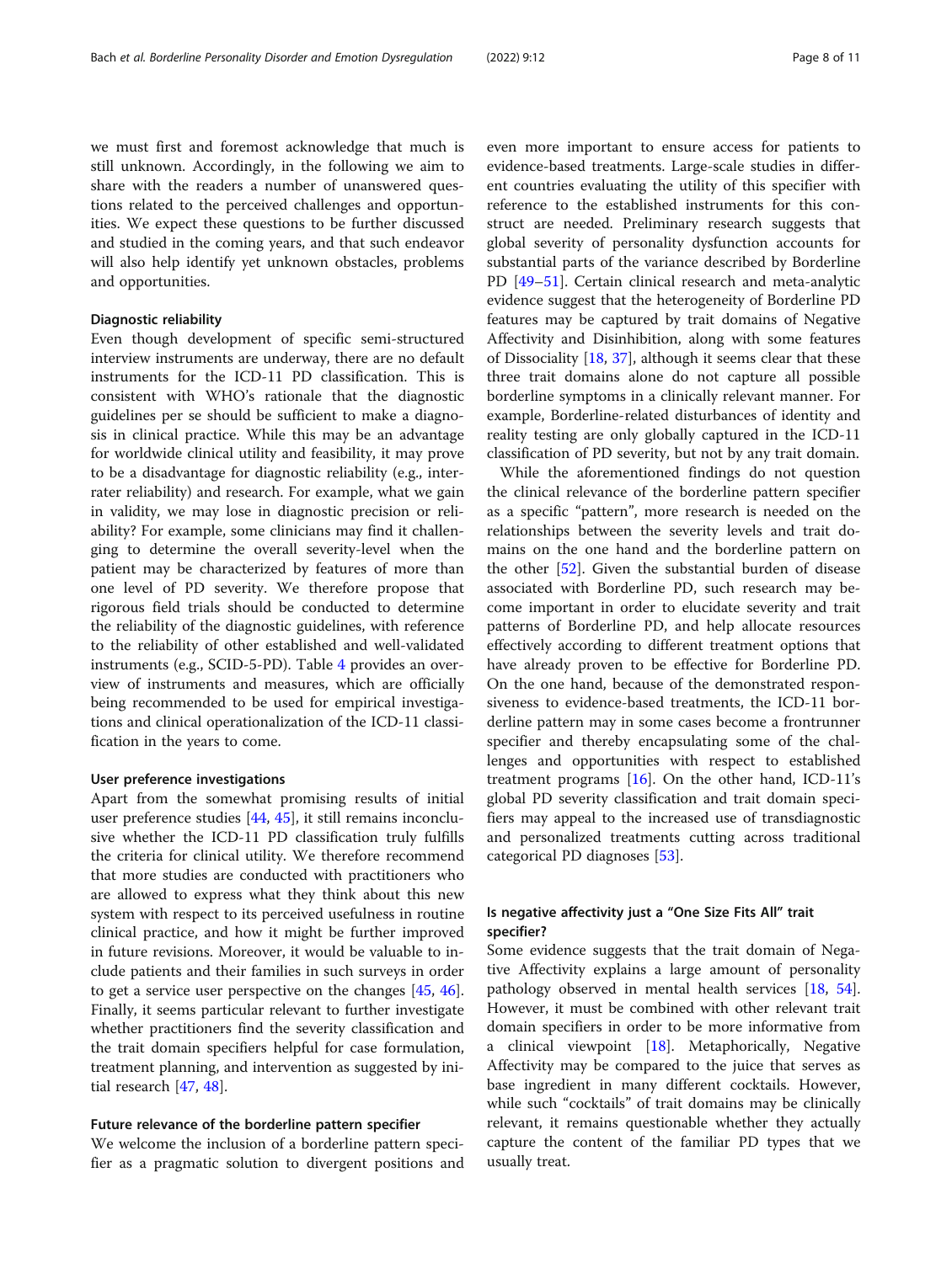we must first and foremost acknowledge that much is still unknown. Accordingly, in the following we aim to share with the readers a number of unanswered questions related to the perceived challenges and opportunities. We expect these questions to be further discussed and studied in the coming years, and that such endeavor will also help identify yet unknown obstacles, problems and opportunities.

### Diagnostic reliability

Even though development of specific semi-structured interview instruments are underway, there are no default instruments for the ICD-11 PD classification. This is consistent with WHO's rationale that the diagnostic guidelines per se should be sufficient to make a diagnosis in clinical practice. While this may be an advantage for worldwide clinical utility and feasibility, it may prove to be a disadvantage for diagnostic reliability (e.g., inter-rater reliability) and research. For example, what we gain in validity, we may lose in diagnostic precision or reliability? For example, some clinicians may find it challenging to determine the overall severity-level when the patient may be characterized by features of more than one level of PD severity. We therefore propose that rigorous field trials should be conducted to determine the reliability of the diagnostic guidelines, with reference to the reliability of other established and well-validated instruments (e.g., SCID-5-PD). Table 4 provides an overview of instruments and measures, which are officially being recommended to be used for empirical investigations and clinical operationalization of the ICD-11 classification in the years to come.

### User preference investigations

Apart from the somewhat promising results of initial user preference studies [44, 45], it still remains inconclusive whether the ICD-11 PD classification truly fulfills the criteria for clinical utility. We therefore recommend that more studies are conducted with practitioners who are allowed to express what they think about this new system with respect to its perceived usefulness in routine clinical practice, and how it might be further improved in future revisions. Moreover, it would be valuable to include patients and their families in such surveys in order to get a service user perspective on the changes [45, 46]. Finally, it seems particular relevant to further investigate whether practitioners find the severity classification and the trait domain specifiers helpful for case formulation, treatment planning, and intervention as suggested by initial research [47, 48].

### Future relevance of the borderline pattern specifier

We welcome the inclusion of a borderline pattern specifier as a pragmatic solution to divergent positions and even more important to ensure access for patients to evidence-based treatments. Large-scale studies in different countries evaluating the utility of this specifier with reference to the established instruments for this construct are needed. Preliminary research suggests that global severity of personality dysfunction accounts for substantial parts of the variance described by Borderline PD [49–51]. Certain clinical research and meta-analytic evidence suggest that the heterogeneity of Borderline PD features may be captured by trait domains of Negative Affectivity and Disinhibition, along with some features of Dissociality [18, 37], although it seems clear that these three trait domains alone do not capture all possible borderline symptoms in a clinically relevant manner. For example, Borderline-related disturbances of identity and reality testing are only globally captured in the ICD-11 classification of PD severity, but not by any trait domain.

While the aforementioned findings do not question the clinical relevance of the borderline pattern specifier as a specific "pattern", more research is needed on the relationships between the severity levels and trait domains on the one hand and the borderline pattern on the other [52]. Given the substantial burden of disease associated with Borderline PD, such research may become important in order to elucidate severity and trait patterns of Borderline PD, and help allocate resources effectively according to different treatment options that have already proven to be effective for Borderline PD. On the one hand, because of the demonstrated responsiveness to evidence-based treatments, the ICD-11 borderline pattern may in some cases become a frontrunner specifier and thereby encapsulating some of the challenges and opportunities with respect to established treatment programs [16]. On the other hand, ICD-11's global PD severity classification and trait domain specifiers may appeal to the increased use of transdiagnostic and personalized treatments cutting across traditional categorical PD diagnoses [53].

### Is negative affectivity just a "One Size Fits All" trait specifier?

Some evidence suggests that the trait domain of Negative Affectivity explains a large amount of personality pathology observed in mental health services [18, 54]. However, it must be combined with other relevant trait domain specifiers in order to be more informative from a clinical viewpoint [18]. Metaphorically, Negative Affectivity may be compared to the juice that serves as base ingredient in many different cocktails. However, while such "cocktails" of trait domains may be clinically relevant, it remains questionable whether they actually capture the content of the familiar PD types that we usually treat.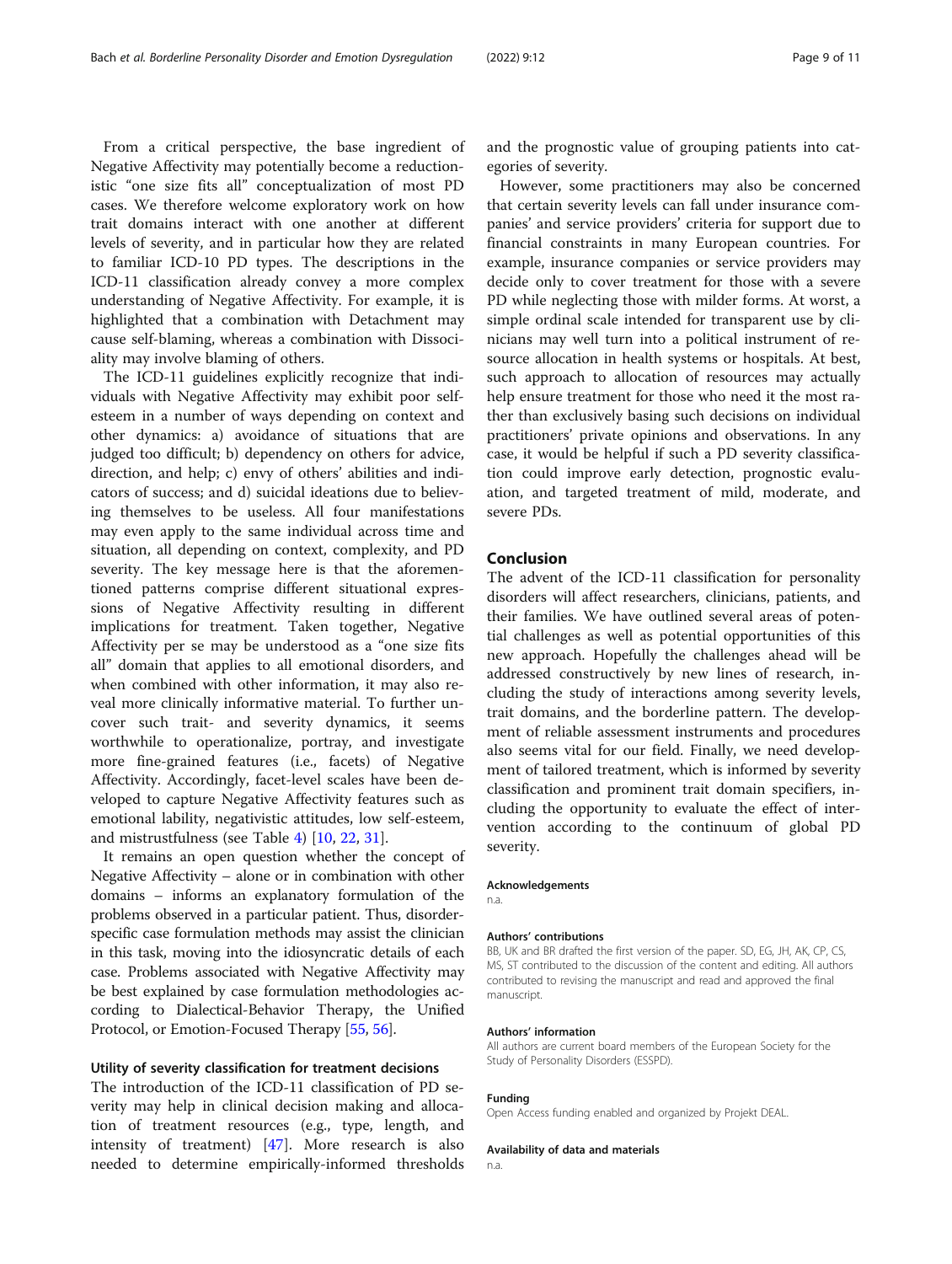From a critical perspective, the base ingredient of Negative Affectivity may potentially become a reductionistic "one size fits all" conceptualization of most PD cases. We therefore welcome exploratory work on how trait domains interact with one another at different levels of severity, and in particular how they are related to familiar ICD-10 PD types. The descriptions in the ICD-11 classification already convey a more complex understanding of Negative Affectivity. For example, it is highlighted that a combination with Detachment may cause self-blaming, whereas a combination with Dissociality may involve blaming of others.

The ICD-11 guidelines explicitly recognize that individuals with Negative Affectivity may exhibit poor self-esteem in a number of ways depending on context and other dynamics: a) avoidance of situations that are judged too difficult; b) dependency on others for advice, direction, and help; c) envy of others' abilities and indicators of success; and d) suicidal ideations due to believing themselves to be useless. All four manifestations may even apply to the same individual across time and situation, all depending on context, complexity, and PD severity. The key message here is that the aforementioned patterns comprise different situational expressions of Negative Affectivity resulting in different implications for treatment. Taken together, Negative Affectivity per se may be understood as a "one size fits all" domain that applies to all emotional disorders, and when combined with other information, it may also reveal more clinically informative material. To further uncover such trait- and severity dynamics, it seems worthwhile to operationalize, portray, and investigate more fine-grained features (i.e., facets) of Negative Affectivity. Accordingly, facet-level scales have been developed to capture Negative Affectivity features such as emotional lability, negativistic attitudes, low self-esteem, and mistrustfulness (see Table 4) [10, 22, 31].

It remains an open question whether the concept of Negative Affectivity – alone or in combination with other domains – informs an explanatory formulation of the problems observed in a particular patient. Thus, disorder-specific case formulation methods may assist the clinician in this task, moving into the idiosyncratic details of each case. Problems associated with Negative Affectivity may be best explained by case formulation methodologies according to Dialectical-Behavior Therapy, the Unified Protocol, or Emotion-Focused Therapy [55, 56].

### Utility of severity classification for treatment decisions

The introduction of the ICD-11 classification of PD severity may help in clinical decision making and allocation of treatment resources (e.g., type, length, and intensity of treatment) [47]. More research is also needed to determine empirically-informed thresholds and the prognostic value of grouping patients into categories of severity.

However, some practitioners may also be concerned that certain severity levels can fall under insurance companies' and service providers' criteria for support due to financial constraints in many European countries. For example, insurance companies or service providers may decide only to cover treatment for those with a severe PD while neglecting those with milder forms. At worst, a simple ordinal scale intended for transparent use by clinicians may well turn into a political instrument of resource allocation in health systems or hospitals. At best, such approach to allocation of resources may actually help ensure treatment for those who need it the most rather than exclusively basing such decisions on individual practitioners' private opinions and observations. In any case, it would be helpful if such a PD severity classification could improve early detection, prognostic evaluation, and targeted treatment of mild, moderate, and severe PDs.

## Conclusion

The advent of the ICD-11 classification for personality disorders will affect researchers, clinicians, patients, and their families. We have outlined several areas of potential challenges as well as potential opportunities of this new approach. Hopefully the challenges ahead will be addressed constructively by new lines of research, including the study of interactions among severity levels, trait domains, and the borderline pattern. The development of reliable assessment instruments and procedures also seems vital for our field. Finally, we need development of tailored treatment, which is informed by severity classification and prominent trait domain specifiers, including the opportunity to evaluate the effect of intervention according to the continuum of global PD severity.

#### Acknowledgements

n.a.

#### Authors' contributions

BB, UK and BR drafted the first version of the paper. SD, EG, JH, AK, CP, CS, MS, ST contributed to the discussion of the content and editing. All authors contributed to revising the manuscript and read and approved the final manuscript.

#### Authors' information

All authors are current board members of the European Society for the Study of Personality Disorders (ESSPD).

#### Funding

Open Access funding enabled and organized by Projekt DEAL.

#### Availability of data and materials

n.a.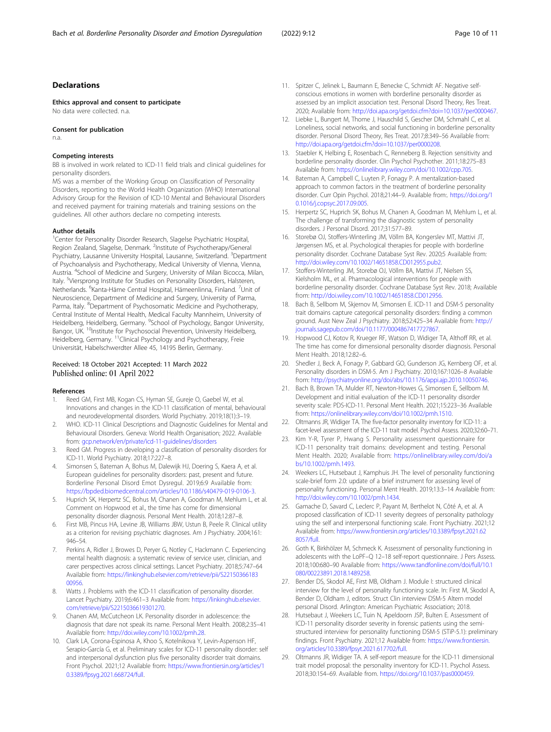## Declarations

### Ethics approval and consent to participate

No data were collected. n.a.

### Consent for publication

n.a.

### Competing interests

BB is involved in work related to ICD-11 field trials and clinical guidelines for personality disorders.

MS was a member of the Working Group on Classification of Personality Disorders, reporting to the World Health Organization (WHO) International Advisory Group for the Revision of ICD-10 Mental and Behavioural Disorders and received payment for training materials and training sessions on the guidelines. All other authors declare no competing interests.

### Author details

[1]Center for Personality Disorder Research, Slagelse Psychiatric Hospital, Region Zealand, Slagelse, Denmark. [2]Institute of Psychotherapy/General Psychiatry, Lausanne University Hospital, Lausanne, Switzerland. [3]Department of Psychoanalysis and Psychotherapy, Medical University of Vienna, Vienna, Austria. [4]School of Medicine and Surgery, University of Milan Bicocca, Milan, Italy. [5]Viersprong Institute for Studies on Personality Disorders, Halsteren, Netherlands. [6]Kanta-Häme Central Hospital, Hämeenlinna, Finland. [7]Unit of Neuroscience, Department of Medicine and Surgery, University of Parma, Parma, Italy. [8]Department of Psychosomatic Medicine and Psychotherapy, Central Institute of Mental Health, Medical Faculty Mannheim, University of Heidelberg, Heidelberg, Germany. [9]School of Psychology, Bangor University, Bangor, UK. [10]Institute for Psychosocial Prevention, University Heidelberg, Heidelberg, Germany. [11]Clinical Psychology and Psychotherapy, Freie Universität, Habelschwerdter Allee 45, 14195 Berlin, Germany.

Received: 18 October 2021 Accepted: 11 March 2022
Published online: 01 April 2022

### References

1. Reed GM, First MB, Kogan CS, Hyman SE, Gureje O, Gaebel W, et al. Innovations and changes in the ICD-11 classification of mental, behavioural and neurodevelopmental disorders. World Psychiatry. 2019;18(1):3–19.
2. WHO. ICD-11 Clinical Descriptions and Diagnostic Guidelines for Mental and Behavioural Disorders. Geneva: World Health Organisation; 2022. Available from: gcp.network/en/private/icd-11-guidelines/disorders
3. Reed GM. Progress in developing a classification of personality disorders for ICD-11. World Psychiatry. 2018;17:227–8.
4. Simonsen S, Bateman A, Bohus M, Dalewijk HJ, Doering S, Kaera A, et al. European guidelines for personality disorders: past, present and future. Borderline Personal Disord Emot Dysregul. 2019;6:9 Available from: https://bpded.biomedcentral.com/articles/10.1186/s40479-019-0106-3.
5. Huprich SK, Herpertz SC, Bohus M, Chanen A, Goodman M, Mehlum L, et al. Comment on Hopwood et al., the time has come for dimensional personality disorder diagnosis. Personal Ment Health. 2018;12:87–8.
6. First MB, Pincus HA, Levine JB, Williams JBW, Ustun B, Peele R. Clinical utility as a criterion for revising psychiatric diagnoses. Am J Psychiatry. 2004;161:946–54.
7. Perkins A, Ridler J, Browes D, Peryer G, Notley C, Hackmann C. Experiencing mental health diagnosis: a systematic review of service user, clinician, and carer perspectives across clinical settings. Lancet Psychiatry. 2018;5:747–64 Available from: https://linkinghub.elsevier.com/retrieve/pii/S2215036618300956.
8. Watts J. Problems with the ICD-11 classification of personality disorder. Lancet Psychiatry. 2019;6:461–3 Available from: https://linkinghub.elsevier.com/retrieve/pii/S2215036619301270.
9. Chanen AM, McCutcheon LK. Personality disorder in adolescence: the diagnosis that dare not speak its name. Personal Ment Health. 2008;2:35–41 Available from: http://doi.wiley.com/10.1002/pmh.28.
10. Clark LA, Corona-Espinosa A, Khoo S, Kotelnikova Y, Levin-Aspenson HF, Serapio-García G, et al. Preliminary scales for ICD-11 personality disorder: self and interpersonal dysfunction plus five personality disorder trait domains. Front Psychol. 2021;12 Available from: https://www.frontiersin.org/articles/10.3389/fpsyg.2021.668724/full.
11. Spitzer C, Jelinek L, Baumann E, Benecke C, Schmidt AF. Negative self-conscious emotions in women with borderline personality disorder as assessed by an implicit association test. Personal Disord Theory, Res Treat. 2020; Available from: http://doi.apa.org/getdoi.cfm?doi=10.1037/per0000467.
12. Liebke L, Bungert M, Thome J, Hauschild S, Gescher DM, Schmahl C, et al. Loneliness, social networks, and social functioning in borderline personality disorder. Personal Disord Theory, Res Treat. 2017;8:349–56 Available from: http://doi.apa.org/getdoi.cfm?doi=10.1037/per0000208.
13. Staebler K, Helbing E, Rosenbach C, Renneberg B. Rejection sensitivity and borderline personality disorder. Clin Psychol Psychother. 2011;18:275–83 Available from: https://onlinelibrary.wiley.com/doi/10.1002/cpp.705.
14. Bateman A, Campbell C, Luyten P, Fonagy P. A mentalization-based approach to common factors in the treatment of borderline personality disorder. Curr Opin Psychol. 2018;21:44–9. Available from:. https://doi.org/10.1016/j.copsyc.2017.09.005.
15. Herpertz SC, Huprich SK, Bohus M, Chanen A, Goodman M, Mehlum L, et al. The challenge of transforming the diagnostic system of personality disorders. J Personal Disord. 2017;31:577–89.
16. Storebø OJ, Stoffers-Winterling JM, Völlm BA, Kongerslev MT, Mattivi JT, Jørgensen MS, et al. Psychological therapies for people with borderline personality disorder. Cochrane Database Syst Rev. 2020;5 Available from: http://doi.wiley.com/10.1002/14651858.CD012955.pub2.
17. Stoffers-Winterling JM, Storebø OJ, Völlm BA, Mattivi JT, Nielsen SS, Kielsholm ML, et al. Pharmacological interventions for people with borderline personality disorder. Cochrane Database Syst Rev. 2018; Available from: http://doi.wiley.com/10.1002/14651858.CD012956.
18. Bach B, Sellbom M, Skjernov M, Simonsen E. ICD-11 and DSM-5 personality trait domains capture categorical personality disorders: finding a common ground. Aust New Zeal J Psychiatry. 2018;52:425–34 Available from: http://journals.sagepub.com/doi/10.1177/0004867417727867.
19. Hopwood CJ, Kotov R, Krueger RF, Watson D, Widiger TA, Althoff RR, et al. The time has come for dimensional personality disorder diagnosis. Personal Ment Health. 2018;12:82–6.
20. Shedler J, Beck A, Fonagy P, Gabbard GO, Gunderson JG, Kernberg OF, et al. Personality disorders in DSM-5. Am J Psychiatry. 2010;167:1026–8 Available from: http://psychiatryonline.org/doi/abs/10.1176/appi.ajp.2010.10050746.
21. Bach B, Brown TA, Mulder RT, Newton-Howes G, Simonsen E, Sellbom M. Development and initial evaluation of the ICD-11 personality disorder severity scale: PDS-ICD-11. Personal Ment Health. 2021;15:223–36 Available from: https://onlinelibrary.wiley.com/doi/10.1002/pmh.1510.
22. Oltmanns JR, Widiger TA. The five-factor personality inventory for ICD-11: a facet-level assessment of the ICD-11 trait model. Psychol Assess. 2020;32:60–71.
23. Kim Y-R, Tyrer P, Hwang S. Personality assessment questionnaire for ICD-11 personality trait domains: development and testing. Personal Ment Health. 2020; Available from: https://onlinelibrary.wiley.com/doi/abs/10.1002/pmh.1493.
24. Weekers LC, Hutsebaut J, Kamphuis JH. The level of personality functioning scale-brief form 2.0: update of a brief instrument for assessing level of personality functioning. Personal Ment Health. 2019;13:3–14 Available from: http://doi.wiley.com/10.1002/pmh.1434.
25. Gamache D, Savard C, Leclerc P, Payant M, Berthelot N, Côté A, et al. A proposed classification of ICD-11 severity degrees of personality pathology using the self and interpersonal functioning scale. Front Psychiatry. 2021;12 Available from: https://www.frontiersin.org/articles/10.3389/fpsyt.2021.628057/full.
26. Goth K, Birkhölzer M, Schmeck K. Assessment of personality functioning in adolescents with the LoPF–Q 12–18 self-report questionnaire. J Pers Assess. 2018;100:680–90 Available from: https://www.tandfonline.com/doi/full/10.1080/00223891.2018.1489258.
27. Bender DS, Skodol AE, First MB, Oldham J. Module I: structured clinical interview for the level of personality functioning scale. In: First M, Skodol A, Bender D, Oldham J, editors. Struct Clin interview DSM-5 Altern model personal Disord. Arlington: American Psychiatric Association; 2018.
28. Hutsebaut J, Weekers LC, Tuin N, Apeldoorn JSP, Bulten E. Assessment of ICD-11 personality disorder severity in forensic patients using the semi-structured interview for personality functioning DSM-5 (STiP-5.1): preliminary findings. Front Psychiatry. 2021;12 Available from: https://www.frontiersin.org/articles/10.3389/fpsyt.2021.617702/full.
29. Oltmanns JR, Widiger TA. A self-report measure for the ICD-11 dimensional trait model proposal: the personality inventory for ICD-11. Psychol Assess. 2018;30:154–69. Available from. https://doi.org/10.1037/pas0000459.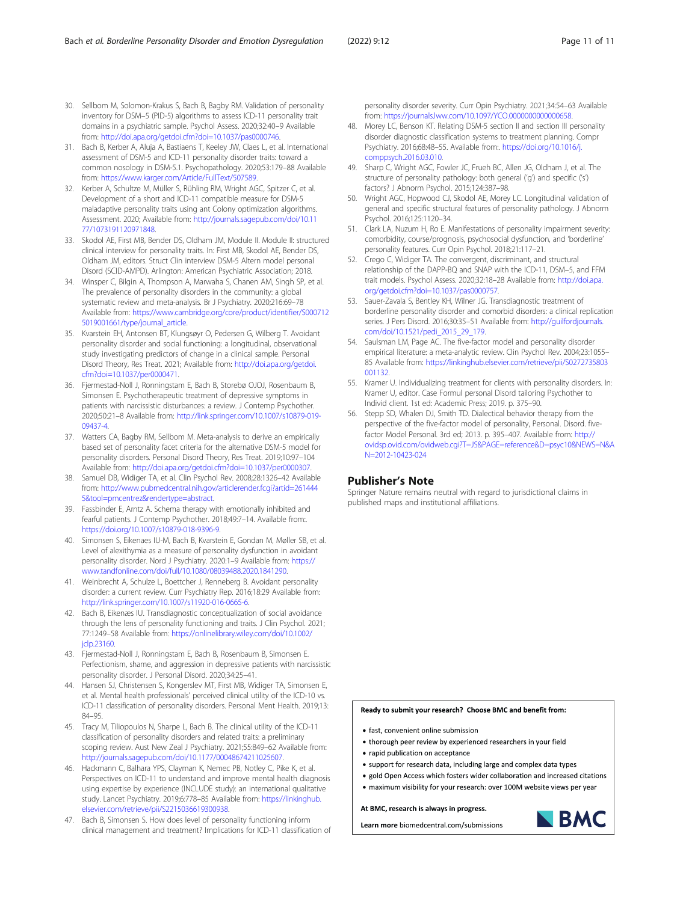30. Sellbom M, Solomon-Krakus S, Bach B, Bagby RM. Validation of personality inventory for DSM–5 (PID-5) algorithms to assess ICD-11 personality trait domains in a psychiatric sample. Psychol Assess. 2020;32:40–9 Available from: http://doi.apa.org/getdoi.cfm?doi=10.1037/pas0000746.
31. Bach B, Kerber A, Aluja A, Bastiaens T, Keeley JW, Claes L, et al. International assessment of DSM-5 and ICD-11 personality disorder traits: toward a common nosology in DSM-5.1. Psychopathology. 2020;53:179–88 Available from: https://www.karger.com/Article/FullText/507589.
32. Kerber A, Schultze M, Müller S, Rühling RM, Wright AGC, Spitzer C, et al. Development of a short and ICD-11 compatible measure for DSM-5 maladaptive personality traits using ant Colony optimization algorithms. Assessment. 2020; Available from: http://journals.sagepub.com/doi/10.1177/1073191120971848.
33. Skodol AE, First MB, Bender DS, Oldham JM, Module II. Module II: structured clinical interview for personality traits. In: First MB, Skodol AE, Bender DS, Oldham JM, editors. Struct Clin interview DSM-5 Altern model personal Disord (SCID-AMPD). Arlington: American Psychiatric Association; 2018.
34. Winsper C, Bilgin A, Thompson A, Marwaha S, Chanen AM, Singh SP, et al. The prevalence of personality disorders in the community: a global systematic review and meta-analysis. Br J Psychiatry. 2020;216:69–78 Available from: https://www.cambridge.org/core/product/identifier/S0007125019001661/type/journal_article.
35. Kvarstein EH, Antonsen BT, Klungsøyr O, Pedersen G, Wilberg T. Avoidant personality disorder and social functioning: a longitudinal, observational study investigating predictors of change in a clinical sample. Personal Disord Theory, Res Treat. 2021; Available from: http://doi.apa.org/getdoi.cfm?doi=10.1037/per0000471.
36. Fjermestad-Noll J, Ronningstam E, Bach B, Storebø OJOJ, Rosenbaum B, Simonsen E. Psychotherapeutic treatment of depressive symptoms in patients with narcissistic disturbances: a review. J Contemp Psychother. 2020;50:21–8 Available from: http://link.springer.com/10.1007/s10879-019-09437-4.
37. Watters CA, Bagby RM, Sellbom M. Meta-analysis to derive an empirically based set of personality facet criteria for the alternative DSM-5 model for personality disorders. Personal Disord Theory, Res Treat. 2019;10:97–104 Available from: http://doi.apa.org/getdoi.cfm?doi=10.1037/per0000307.
38. Samuel DB, Widiger TA, et al. Clin Psychol Rev. 2008;28:1326–42 Available from: http://www.pubmedcentral.nih.gov/articlerender.fcgi?artid=2614445&tool=pmcentrez&rendertype=abstract.
39. Fassbinder E, Arntz A. Schema therapy with emotionally inhibited and fearful patients. J Contemp Psychother. 2018;49:7–14. Available from:. https://doi.org/10.1007/s10879-018-9396-9.
40. Simonsen S, Eikenaes IU-M, Bach B, Kvarstein E, Gondan M, Møller SB, et al. Level of alexithymia as a measure of personality dysfunction in avoidant personality disorder. Nord J Psychiatry. 2020:1–9 Available from: https://www.tandfonline.com/doi/full/10.1080/08039488.2020.1841290.
41. Weinbrecht A, Schulze L, Boettcher J, Renneberg B. Avoidant personality disorder: a current review. Curr Psychiatry Rep. 2016;18:29 Available from: http://link.springer.com/10.1007/s11920-016-0665-6.
42. Bach B, Eikenæs IU. Transdiagnostic conceptualization of social avoidance through the lens of personality functioning and traits. J Clin Psychol. 2021;77:1249–58 Available from: https://onlinelibrary.wiley.com/doi/10.1002/jclp.23160.
43. Fjermestad-Noll J, Ronningstam E, Bach B, Rosenbaum B, Simonsen E. Perfectionism, shame, and aggression in depressive patients with narcissistic personality disorder. J Personal Disord. 2020;34:25–41.
44. Hansen SJ, Christensen S, Kongerslev MT, First MB, Widiger TA, Simonsen E, et al. Mental health professionals' perceived clinical utility of the ICD-10 vs. ICD-11 classification of personality disorders. Personal Ment Health. 2019;13:84–95.
45. Tracy M, Tiliopoulos N, Sharpe L, Bach B. The clinical utility of the ICD-11 classification of personality disorders and related traits: a preliminary scoping review. Aust New Zeal J Psychiatry. 2021;55:849–62 Available from: http://journals.sagepub.com/doi/10.1177/00048674211025607.
46. Hackmann C, Balhara YPS, Clayman K, Nemec PB, Notley C, Pike K, et al. Perspectives on ICD-11 to understand and improve mental health diagnosis using expertise by experience (INCLUDE study): an international qualitative study. Lancet Psychiatry. 2019;6:778–85 Available from: https://linkinghub.elsevier.com/retrieve/pii/S2215036619300938.
47. Bach B, Simonsen S. How does level of personality functioning inform clinical management and treatment? Implications for ICD-11 classification of personality disorder severity. Curr Opin Psychiatry. 2021;34:54–63 Available from: https://journals.lww.com/10.1097/YCO.0000000000000658.
48. Morey LC, Benson KT. Relating DSM-5 section II and section III personality disorder diagnostic classification systems to treatment planning. Compr Psychiatry. 2016;68:48–55. Available from:. https://doi.org/10.1016/j.comppsych.2016.03.010.
49. Sharp C, Wright AGC, Fowler JC, Frueh BC, Allen JG, Oldham J, et al. The structure of personality pathology: both general ('g') and specific ('s') factors? J Abnorm Psychol. 2015;124:387–98.
50. Wright AGC, Hopwood CJ, Skodol AE, Morey LC. Longitudinal validation of general and specific structural features of personality pathology. J Abnorm Psychol. 2016;125:1120–34.
51. Clark LA, Nuzum H, Ro E. Manifestations of personality impairment severity: comorbidity, course/prognosis, psychosocial dysfunction, and 'borderline' personality features. Curr Opin Psychol. 2018;21:117–21.
52. Crego C, Widiger TA. The convergent, discriminant, and structural relationship of the DAPP-BQ and SNAP with the ICD-11, DSM–5, and FFM trait models. Psychol Assess. 2020;32:18–28 Available from: http://doi.apa.org/getdoi.cfm?doi=10.1037/pas0000757.
53. Sauer-Zavala S, Bentley KH, Wilner JG. Transdiagnostic treatment of borderline personality disorder and comorbid disorders: a clinical replication series. J Pers Disord. 2016;30:35–51 Available from: http://guilfordjournals.com/doi/10.1521/pedi_2015_29_179.
54. Saulsman LM, Page AC. The five-factor model and personality disorder empirical literature: a meta-analytic review. Clin Psychol Rev. 2004;23:1055–85 Available from: https://linkinghub.elsevier.com/retrieve/pii/S0272735803001132.
55. Kramer U. Individualizing treatment for clients with personality disorders. In: Kramer U, editor. Case Formul personal Disord tailoring Psychother to Individ client. 1st ed: Academic Press; 2019. p. 375–90.
56. Stepp SD, Whalen DJ, Smith TD. Dialectical behavior therapy from the perspective of the five-factor model of personality, Personal. Disord. five-factor Model Personal. 3rd ed; 2013. p. 395–407. Available from: http://ovidsp.ovid.com/ovidweb.cgi?T=JS&PAGE=reference&D=psyc10&NEWS=N&AN=2012-10423-024

## Publisher's Note

Springer Nature remains neutral with regard to jurisdictional claims in published maps and institutional affiliations.

**Ready to submit your research? Choose BMC and benefit from:**

- fast, convenient online submission
- thorough peer review by experienced researchers in your field
- rapid publication on acceptance
- support for research data, including large and complex data types
- gold Open Access which fosters wider collaboration and increased citations
- maximum visibility for your research: over 100M website views per year

**At BMC, research is always in progress.**

**Learn more** biomedcentral.com/submissions

BMC